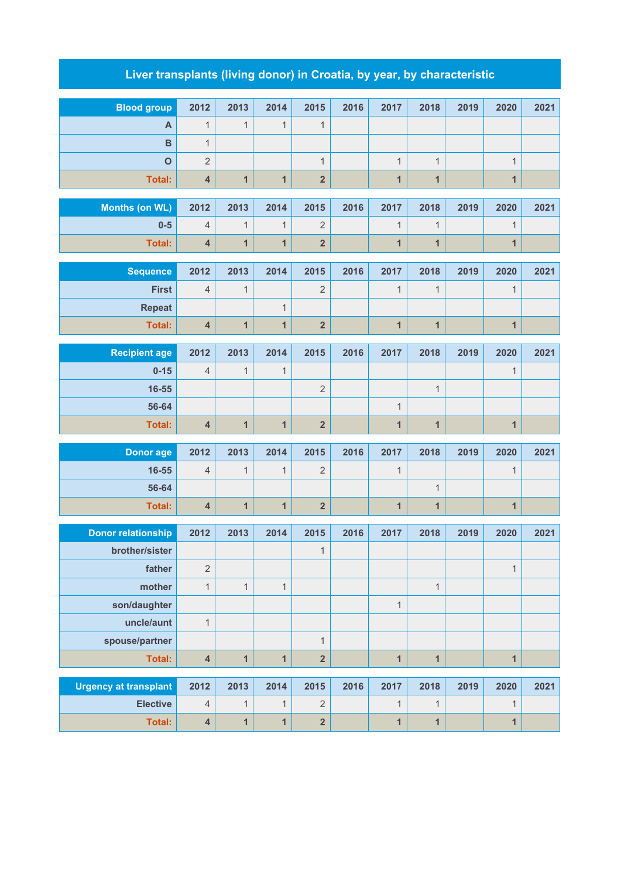# Liver transplants (living donor) in Croatia, by year, by characteristic

| Blood group | 2012 | 2013 | 2014 | 2015 | 2016 | 2017 | 2018 | 2019 | 2020 | 2021 |
|---|---|---|---|---|---|---|---|---|---|---|
| A | 1 | 1 | 1 | 1 | | | | | | |
| B | 1 | | | | | | | | | |
| O | 2 | | | 1 | | 1 | 1 | | 1 | |
| **Total:** | **4** | **1** | **1** | **2** | | **1** | **1** | | **1** | |

| Months (on WL) | 2012 | 2013 | 2014 | 2015 | 2016 | 2017 | 2018 | 2019 | 2020 | 2021 |
|---|---|---|---|---|---|---|---|---|---|---|
| 0-5 | 4 | 1 | 1 | 2 | | 1 | 1 | | 1 | |
| **Total:** | **4** | **1** | **1** | **2** | | **1** | **1** | | **1** | |

| Sequence | 2012 | 2013 | 2014 | 2015 | 2016 | 2017 | 2018 | 2019 | 2020 | 2021 |
|---|---|---|---|---|---|---|---|---|---|---|
| First | 4 | 1 | | 2 | | 1 | 1 | | 1 | |
| Repeat | | | 1 | | | | | | | |
| **Total:** | **4** | **1** | **1** | **2** | | **1** | **1** | | **1** | |

| Recipient age | 2012 | 2013 | 2014 | 2015 | 2016 | 2017 | 2018 | 2019 | 2020 | 2021 |
|---|---|---|---|---|---|---|---|---|---|---|
| 0-15 | 4 | 1 | 1 | | | | | | 1 | |
| 16-55 | | | | 2 | | | 1 | | | |
| 56-64 | | | | | | 1 | | | | |
| **Total:** | **4** | **1** | **1** | **2** | | **1** | **1** | | **1** | |

| Donor age | 2012 | 2013 | 2014 | 2015 | 2016 | 2017 | 2018 | 2019 | 2020 | 2021 |
|---|---|---|---|---|---|---|---|---|---|---|
| 16-55 | 4 | 1 | 1 | 2 | | 1 | | | 1 | |
| 56-64 | | | | | | | 1 | | | |
| **Total:** | **4** | **1** | **1** | **2** | | **1** | **1** | | **1** | |

| Donor relationship | 2012 | 2013 | 2014 | 2015 | 2016 | 2017 | 2018 | 2019 | 2020 | 2021 |
|---|---|---|---|---|---|---|---|---|---|---|
| brother/sister | | | | 1 | | | | | | |
| father | 2 | | | | | | | | 1 | |
| mother | 1 | 1 | 1 | | | | 1 | | | |
| son/daughter | | | | | | 1 | | | | |
| uncle/aunt | 1 | | | | | | | | | |
| spouse/partner | | | | 1 | | | | | | |
| **Total:** | **4** | **1** | **1** | **2** | | **1** | **1** | | **1** | |

| Urgency at transplant | 2012 | 2013 | 2014 | 2015 | 2016 | 2017 | 2018 | 2019 | 2020 | 2021 |
|---|---|---|---|---|---|---|---|---|---|---|
| Elective | 4 | 1 | 1 | 2 | | 1 | 1 | | 1 | |
| **Total:** | **4** | **1** | **1** | **2** | | **1** | **1** | | **1** | |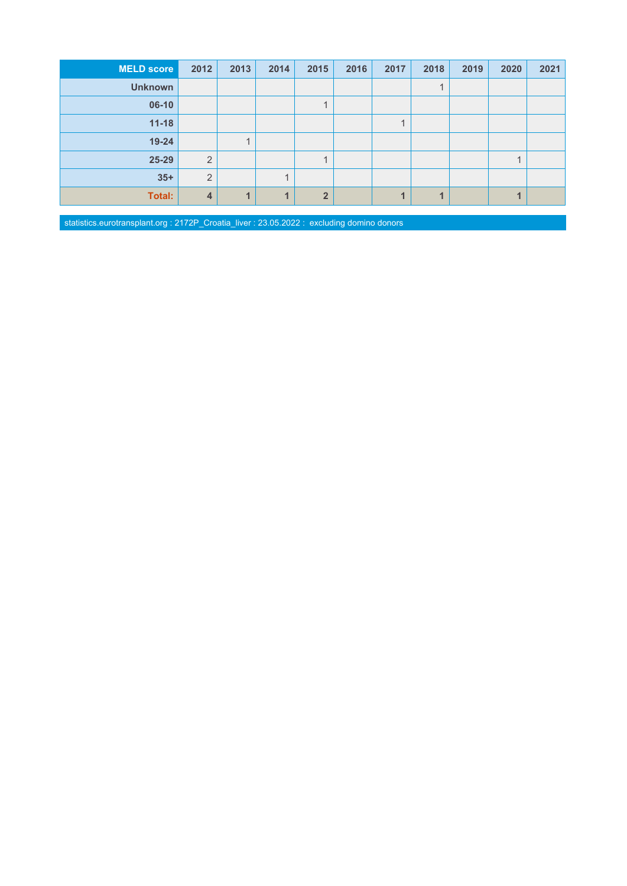| MELD score | 2012 | 2013 | 2014 | 2015 | 2016 | 2017 | 2018 | 2019 | 2020 | 2021 |
|---|---|---|---|---|---|---|---|---|---|---|
| Unknown | | | | | | | 1 | | | |
| 06-10 | | | | 1 | | | | | | |
| 11-18 | | | | | | 1 | | | | |
| 19-24 | | 1 | | | | | | | | |
| 25-29 | 2 | | | 1 | | | | | 1 | |
| 35+ | 2 | | 1 | | | | | | | |
| **Total:** | **4** | **1** | **1** | **2** | | **1** | **1** | | **1** | |

statistics.eurotransplant.org : 2172P_Croatia_liver : 23.05.2022 : excluding domino donors